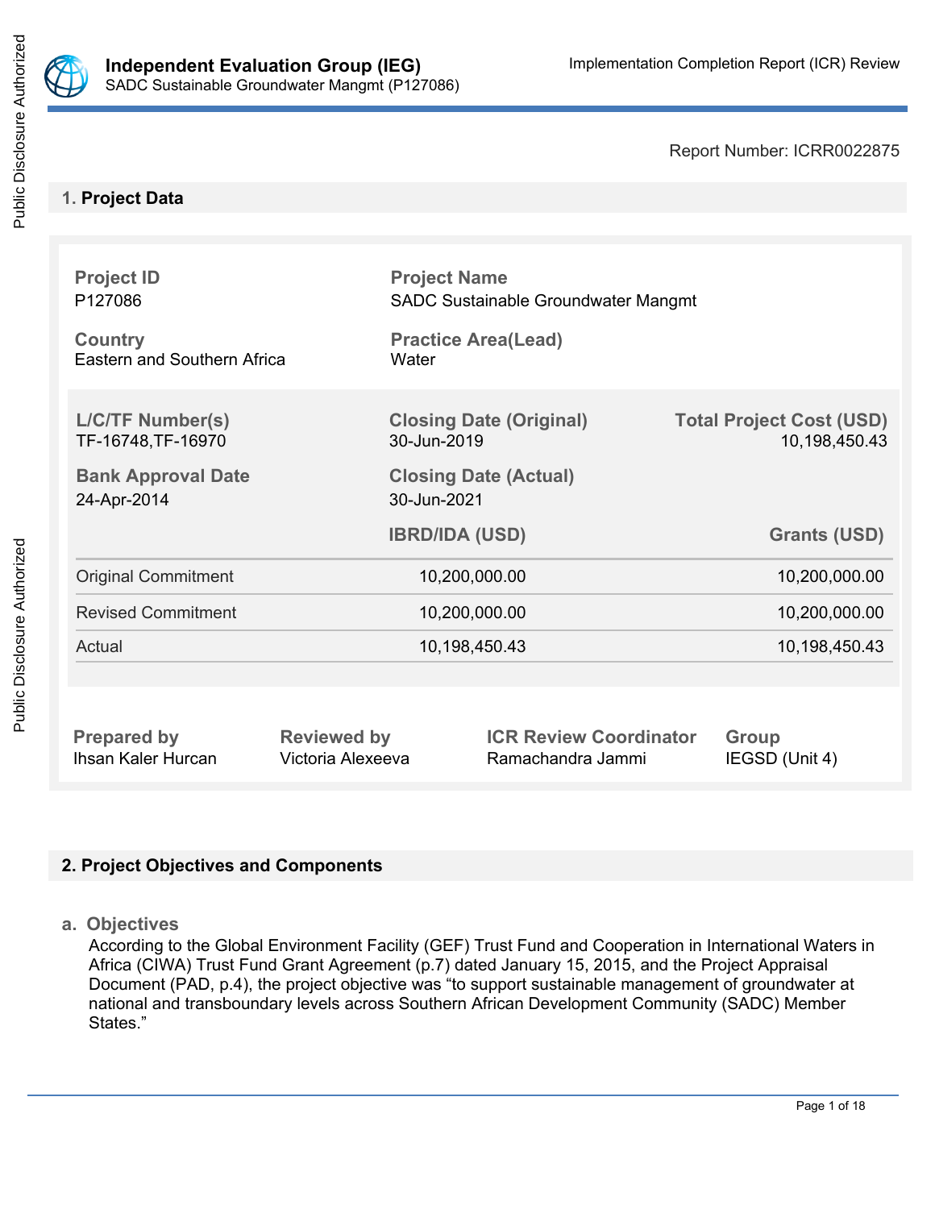Report Number: ICRR0022875

## 1. Project Data

| Project ID | Project Name | |
|---|---|---|
| P127086 | SADC Sustainable Groundwater Mangmt | |
| **Country** | **Practice Area(Lead)** | |
| Eastern and Southern Africa | Water | |

| L/C/TF Number(s) | Closing Date (Original) | Total Project Cost (USD) |
|---|---|---|
| TF-16748,TF-16970 | 30-Jun-2019 | 10,198,450.43 |
| **Bank Approval Date** | **Closing Date (Actual)** | |
| 24-Apr-2014 | 30-Jun-2021 | |

| | IBRD/IDA (USD) | Grants (USD) |
|---|---|---|
| Original Commitment | 10,200,000.00 | 10,200,000.00 |
| Revised Commitment | 10,200,000.00 | 10,200,000.00 |
| Actual | 10,198,450.43 | 10,198,450.43 |

| Prepared by | Reviewed by | ICR Review Coordinator | Group |
|---|---|---|---|
| Ihsan Kaler Hurcan | Victoria Alexeeva | Ramachandra Jammi | IEGSD (Unit 4) |

## 2. Project Objectives and Components

### a. Objectives

According to the Global Environment Facility (GEF) Trust Fund and Cooperation in International Waters in Africa (CIWA) Trust Fund Grant Agreement (p.7) dated January 15, 2015, and the Project Appraisal Document (PAD, p.4), the project objective was "to support sustainable management of groundwater at national and transboundary levels across Southern African Development Community (SADC) Member States."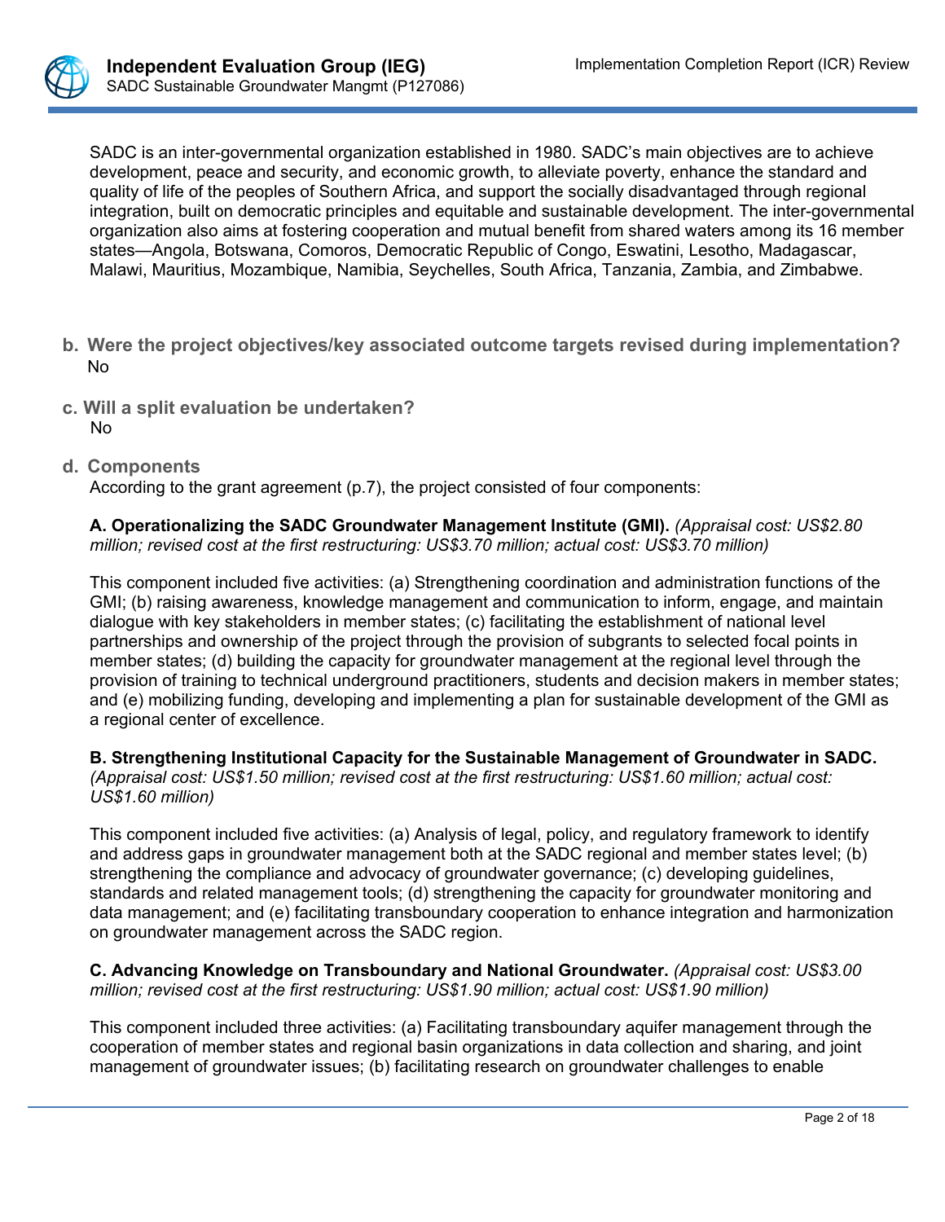SADC is an inter-governmental organization established in 1980. SADC's main objectives are to achieve development, peace and security, and economic growth, to alleviate poverty, enhance the standard and quality of life of the peoples of Southern Africa, and support the socially disadvantaged through regional integration, built on democratic principles and equitable and sustainable development. The inter-governmental organization also aims at fostering cooperation and mutual benefit from shared waters among its 16 member states—Angola, Botswana, Comoros, Democratic Republic of Congo, Eswatini, Lesotho, Madagascar, Malawi, Mauritius, Mozambique, Namibia, Seychelles, South Africa, Tanzania, Zambia, and Zimbabwe.

**b. Were the project objectives/key associated outcome targets revised during implementation?**

No

**c. Will a split evaluation be undertaken?**

No

**d. Components**

According to the grant agreement (p.7), the project consisted of four components:

**A. Operationalizing the SADC Groundwater Management Institute (GMI).** *(Appraisal cost: US$2.80 million; revised cost at the first restructuring: US$3.70 million; actual cost: US$3.70 million)*

This component included five activities: (a) Strengthening coordination and administration functions of the GMI; (b) raising awareness, knowledge management and communication to inform, engage, and maintain dialogue with key stakeholders in member states; (c) facilitating the establishment of national level partnerships and ownership of the project through the provision of subgrants to selected focal points in member states; (d) building the capacity for groundwater management at the regional level through the provision of training to technical underground practitioners, students and decision makers in member states; and (e) mobilizing funding, developing and implementing a plan for sustainable development of the GMI as a regional center of excellence.

**B. Strengthening Institutional Capacity for the Sustainable Management of Groundwater in SADC.** *(Appraisal cost: US$1.50 million; revised cost at the first restructuring: US$1.60 million; actual cost: US$1.60 million)*

This component included five activities: (a) Analysis of legal, policy, and regulatory framework to identify and address gaps in groundwater management both at the SADC regional and member states level; (b) strengthening the compliance and advocacy of groundwater governance; (c) developing guidelines, standards and related management tools; (d) strengthening the capacity for groundwater monitoring and data management; and (e) facilitating transboundary cooperation to enhance integration and harmonization on groundwater management across the SADC region.

**C. Advancing Knowledge on Transboundary and National Groundwater.** *(Appraisal cost: US$3.00 million; revised cost at the first restructuring: US$1.90 million; actual cost: US$1.90 million)*

This component included three activities: (a) Facilitating transboundary aquifer management through the cooperation of member states and regional basin organizations in data collection and sharing, and joint management of groundwater issues; (b) facilitating research on groundwater challenges to enable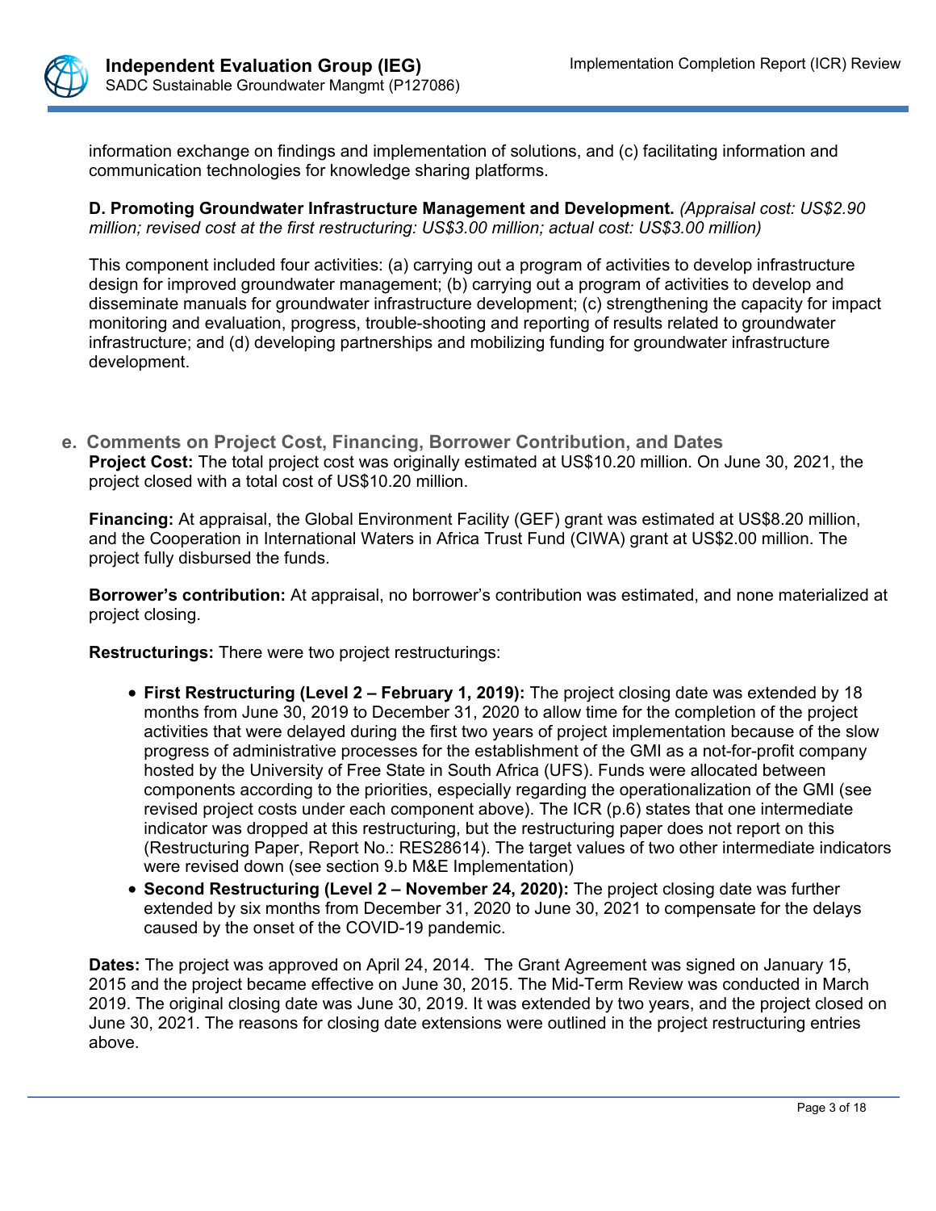information exchange on findings and implementation of solutions, and (c) facilitating information and communication technologies for knowledge sharing platforms.

**D. Promoting Groundwater Infrastructure Management and Development.** *(Appraisal cost: US$2.90 million; revised cost at the first restructuring: US$3.00 million; actual cost: US$3.00 million)*

This component included four activities: (a) carrying out a program of activities to develop infrastructure design for improved groundwater management; (b) carrying out a program of activities to develop and disseminate manuals for groundwater infrastructure development; (c) strengthening the capacity for impact monitoring and evaluation, progress, trouble-shooting and reporting of results related to groundwater infrastructure; and (d) developing partnerships and mobilizing funding for groundwater infrastructure development.

## e. Comments on Project Cost, Financing, Borrower Contribution, and Dates

**Project Cost:** The total project cost was originally estimated at US$10.20 million. On June 30, 2021, the project closed with a total cost of US$10.20 million.

**Financing:** At appraisal, the Global Environment Facility (GEF) grant was estimated at US$8.20 million, and the Cooperation in International Waters in Africa Trust Fund (CIWA) grant at US$2.00 million. The project fully disbursed the funds.

**Borrower's contribution:** At appraisal, no borrower's contribution was estimated, and none materialized at project closing.

**Restructurings:** There were two project restructurings:

- **First Restructuring (Level 2 – February 1, 2019):** The project closing date was extended by 18 months from June 30, 2019 to December 31, 2020 to allow time for the completion of the project activities that were delayed during the first two years of project implementation because of the slow progress of administrative processes for the establishment of the GMI as a not-for-profit company hosted by the University of Free State in South Africa (UFS). Funds were allocated between components according to the priorities, especially regarding the operationalization of the GMI (see revised project costs under each component above). The ICR (p.6) states that one intermediate indicator was dropped at this restructuring, but the restructuring paper does not report on this (Restructuring Paper, Report No.: RES28614). The target values of two other intermediate indicators were revised down (see section 9.b M&E Implementation)
- **Second Restructuring (Level 2 – November 24, 2020):** The project closing date was further extended by six months from December 31, 2020 to June 30, 2021 to compensate for the delays caused by the onset of the COVID-19 pandemic.

**Dates:** The project was approved on April 24, 2014. The Grant Agreement was signed on January 15, 2015 and the project became effective on June 30, 2015. The Mid-Term Review was conducted in March 2019. The original closing date was June 30, 2019. It was extended by two years, and the project closed on June 30, 2021. The reasons for closing date extensions were outlined in the project restructuring entries above.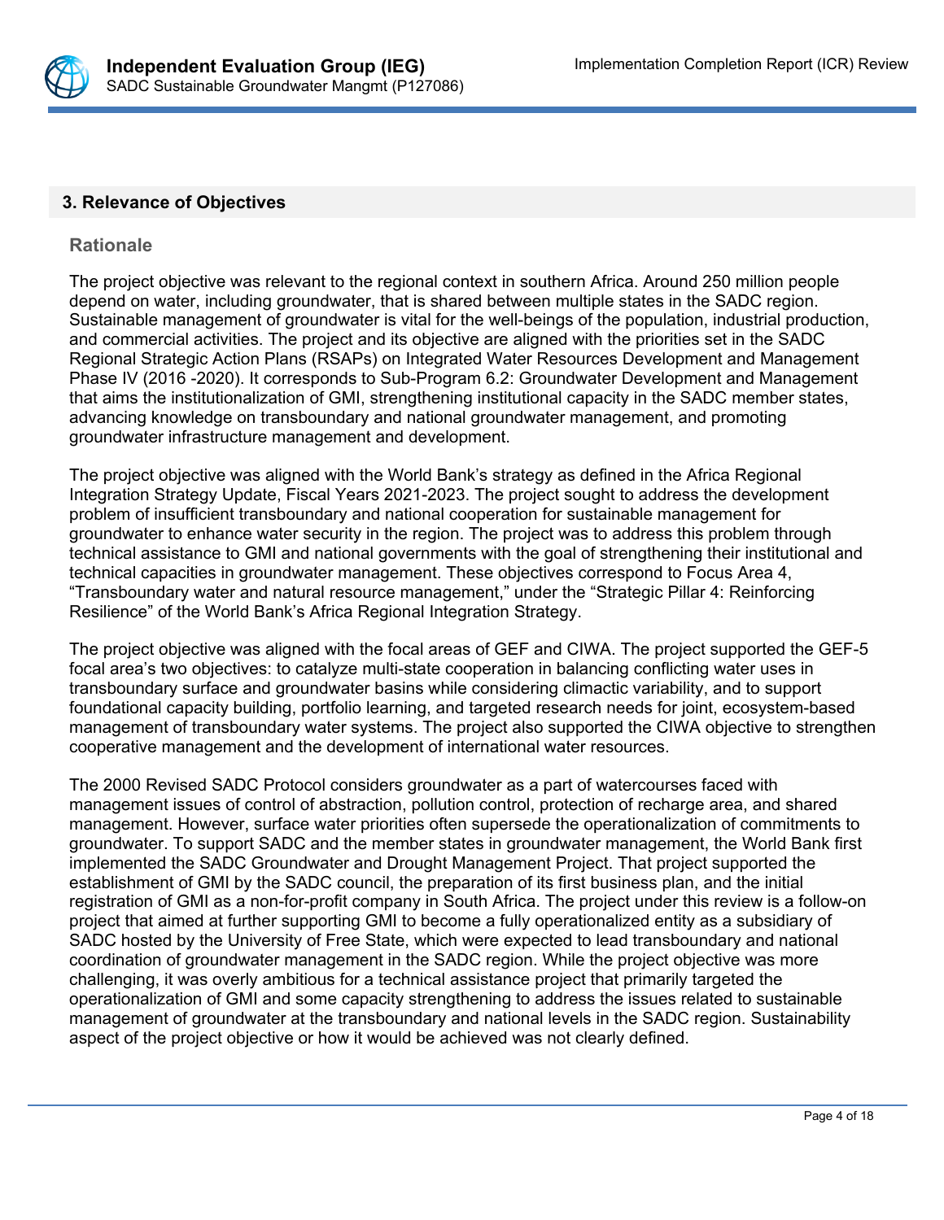## 3. Relevance of Objectives

### Rationale

The project objective was relevant to the regional context in southern Africa. Around 250 million people depend on water, including groundwater, that is shared between multiple states in the SADC region. Sustainable management of groundwater is vital for the well-beings of the population, industrial production, and commercial activities. The project and its objective are aligned with the priorities set in the SADC Regional Strategic Action Plans (RSAPs) on Integrated Water Resources Development and Management Phase IV (2016 -2020). It corresponds to Sub-Program 6.2: Groundwater Development and Management that aims the institutionalization of GMI, strengthening institutional capacity in the SADC member states, advancing knowledge on transboundary and national groundwater management, and promoting groundwater infrastructure management and development.

The project objective was aligned with the World Bank's strategy as defined in the Africa Regional Integration Strategy Update, Fiscal Years 2021-2023. The project sought to address the development problem of insufficient transboundary and national cooperation for sustainable management for groundwater to enhance water security in the region. The project was to address this problem through technical assistance to GMI and national governments with the goal of strengthening their institutional and technical capacities in groundwater management. These objectives correspond to Focus Area 4, "Transboundary water and natural resource management," under the "Strategic Pillar 4: Reinforcing Resilience" of the World Bank's Africa Regional Integration Strategy.

The project objective was aligned with the focal areas of GEF and CIWA. The project supported the GEF-5 focal area's two objectives: to catalyze multi-state cooperation in balancing conflicting water uses in transboundary surface and groundwater basins while considering climactic variability, and to support foundational capacity building, portfolio learning, and targeted research needs for joint, ecosystem-based management of transboundary water systems. The project also supported the CIWA objective to strengthen cooperative management and the development of international water resources.

The 2000 Revised SADC Protocol considers groundwater as a part of watercourses faced with management issues of control of abstraction, pollution control, protection of recharge area, and shared management. However, surface water priorities often supersede the operationalization of commitments to groundwater. To support SADC and the member states in groundwater management, the World Bank first implemented the SADC Groundwater and Drought Management Project. That project supported the establishment of GMI by the SADC council, the preparation of its first business plan, and the initial registration of GMI as a non-for-profit company in South Africa. The project under this review is a follow-on project that aimed at further supporting GMI to become a fully operationalized entity as a subsidiary of SADC hosted by the University of Free State, which were expected to lead transboundary and national coordination of groundwater management in the SADC region. While the project objective was more challenging, it was overly ambitious for a technical assistance project that primarily targeted the operationalization of GMI and some capacity strengthening to address the issues related to sustainable management of groundwater at the transboundary and national levels in the SADC region. Sustainability aspect of the project objective or how it would be achieved was not clearly defined.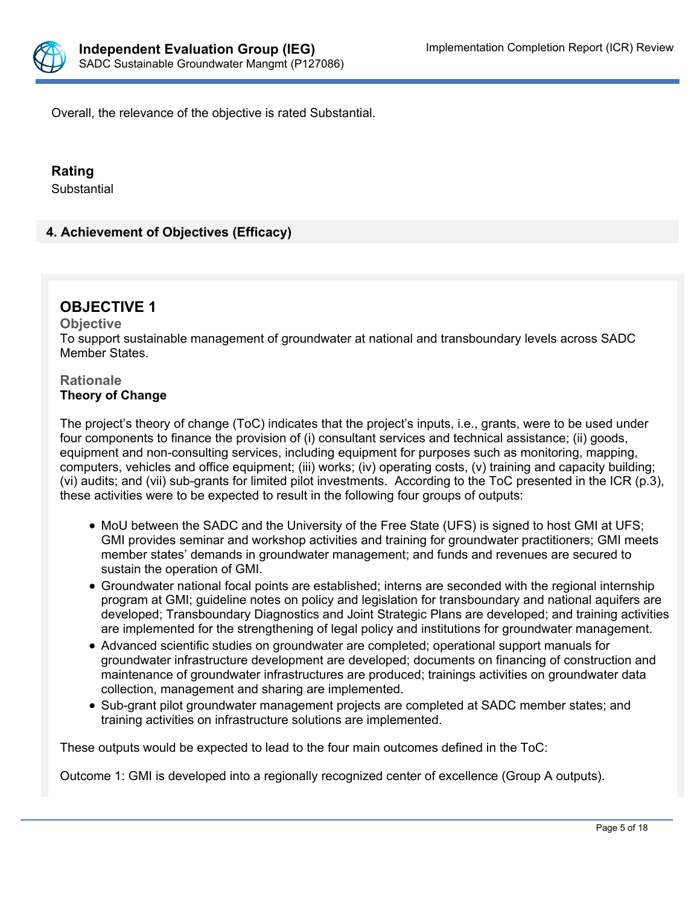Overall, the relevance of the objective is rated Substantial.

**Rating**

Substantial

## 4. Achievement of Objectives (Efficacy)

### OBJECTIVE 1

**Objective**

To support sustainable management of groundwater at national and transboundary levels across SADC Member States.

**Rationale**

**Theory of Change**

The project's theory of change (ToC) indicates that the project's inputs, i.e., grants, were to be used under four components to finance the provision of (i) consultant services and technical assistance; (ii) goods, equipment and non-consulting services, including equipment for purposes such as monitoring, mapping, computers, vehicles and office equipment; (iii) works; (iv) operating costs, (v) training and capacity building; (vi) audits; and (vii) sub-grants for limited pilot investments. According to the ToC presented in the ICR (p.3), these activities were to be expected to result in the following four groups of outputs:

- MoU between the SADC and the University of the Free State (UFS) is signed to host GMI at UFS; GMI provides seminar and workshop activities and training for groundwater practitioners; GMI meets member states' demands in groundwater management; and funds and revenues are secured to sustain the operation of GMI.
- Groundwater national focal points are established; interns are seconded with the regional internship program at GMI; guideline notes on policy and legislation for transboundary and national aquifers are developed; Transboundary Diagnostics and Joint Strategic Plans are developed; and training activities are implemented for the strengthening of legal policy and institutions for groundwater management.
- Advanced scientific studies on groundwater are completed; operational support manuals for groundwater infrastructure development are developed; documents on financing of construction and maintenance of groundwater infrastructures are produced; trainings activities on groundwater data collection, management and sharing are implemented.
- Sub-grant pilot groundwater management projects are completed at SADC member states; and training activities on infrastructure solutions are implemented.

These outputs would be expected to lead to the four main outcomes defined in the ToC:

Outcome 1: GMI is developed into a regionally recognized center of excellence (Group A outputs).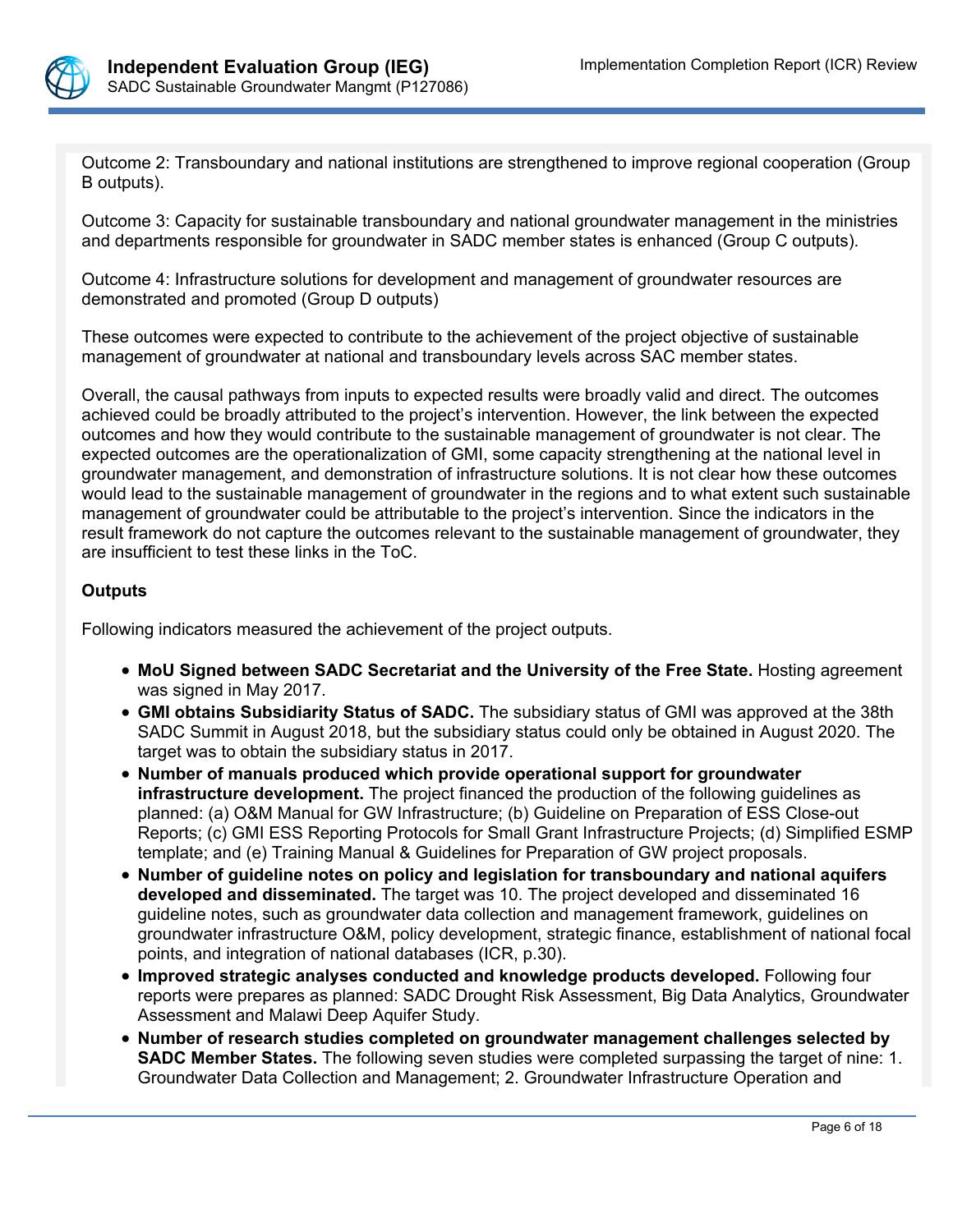Outcome 2: Transboundary and national institutions are strengthened to improve regional cooperation (Group B outputs).

Outcome 3: Capacity for sustainable transboundary and national groundwater management in the ministries and departments responsible for groundwater in SADC member states is enhanced (Group C outputs).

Outcome 4: Infrastructure solutions for development and management of groundwater resources are demonstrated and promoted (Group D outputs)

These outcomes were expected to contribute to the achievement of the project objective of sustainable management of groundwater at national and transboundary levels across SAC member states.

Overall, the causal pathways from inputs to expected results were broadly valid and direct. The outcomes achieved could be broadly attributed to the project's intervention. However, the link between the expected outcomes and how they would contribute to the sustainable management of groundwater is not clear. The expected outcomes are the operationalization of GMI, some capacity strengthening at the national level in groundwater management, and demonstration of infrastructure solutions. It is not clear how these outcomes would lead to the sustainable management of groundwater in the regions and to what extent such sustainable management of groundwater could be attributable to the project's intervention. Since the indicators in the result framework do not capture the outcomes relevant to the sustainable management of groundwater, they are insufficient to test these links in the ToC.

**Outputs**

Following indicators measured the achievement of the project outputs.

- **MoU Signed between SADC Secretariat and the University of the Free State.** Hosting agreement was signed in May 2017.
- **GMI obtains Subsidiarity Status of SADC.** The subsidiary status of GMI was approved at the 38th SADC Summit in August 2018, but the subsidiary status could only be obtained in August 2020. The target was to obtain the subsidiary status in 2017.
- **Number of manuals produced which provide operational support for groundwater infrastructure development.** The project financed the production of the following guidelines as planned: (a) O&M Manual for GW Infrastructure; (b) Guideline on Preparation of ESS Close-out Reports; (c) GMI ESS Reporting Protocols for Small Grant Infrastructure Projects; (d) Simplified ESMP template; and (e) Training Manual & Guidelines for Preparation of GW project proposals.
- **Number of guideline notes on policy and legislation for transboundary and national aquifers developed and disseminated.** The target was 10. The project developed and disseminated 16 guideline notes, such as groundwater data collection and management framework, guidelines on groundwater infrastructure O&M, policy development, strategic finance, establishment of national focal points, and integration of national databases (ICR, p.30).
- **Improved strategic analyses conducted and knowledge products developed.** Following four reports were prepares as planned: SADC Drought Risk Assessment, Big Data Analytics, Groundwater Assessment and Malawi Deep Aquifer Study.
- **Number of research studies completed on groundwater management challenges selected by SADC Member States.** The following seven studies were completed surpassing the target of nine: 1. Groundwater Data Collection and Management; 2. Groundwater Infrastructure Operation and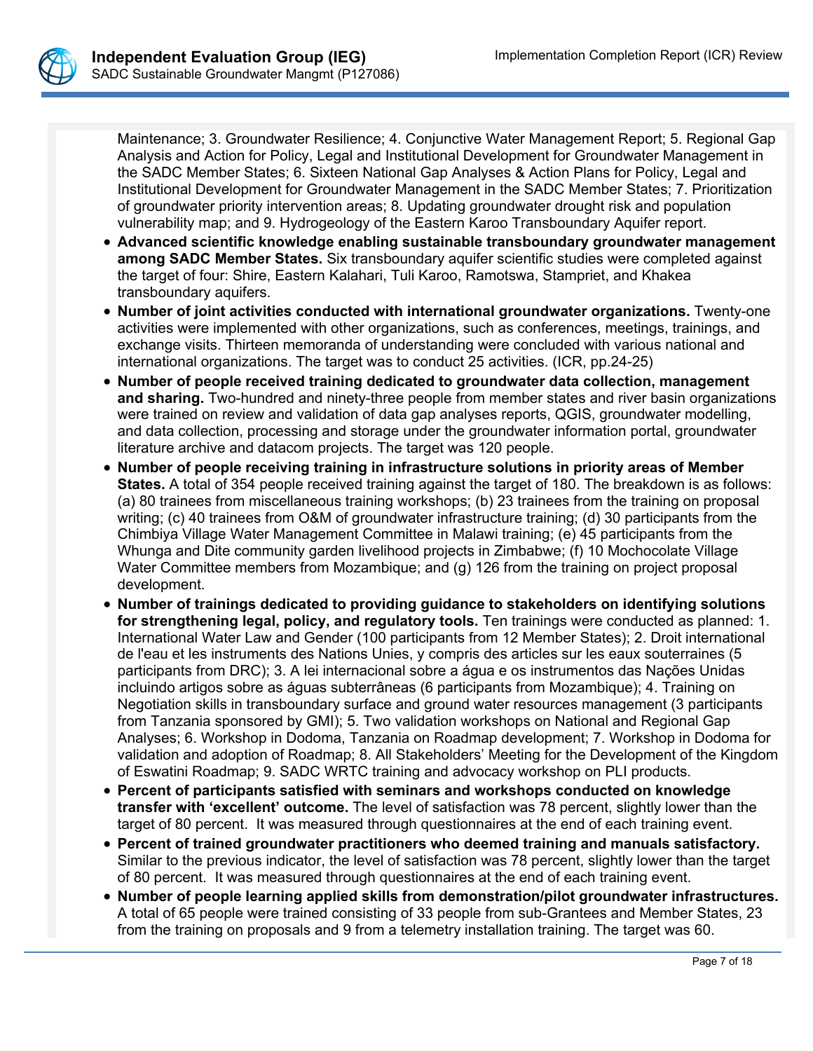Maintenance; 3. Groundwater Resilience; 4. Conjunctive Water Management Report; 5. Regional Gap Analysis and Action for Policy, Legal and Institutional Development for Groundwater Management in the SADC Member States; 6. Sixteen National Gap Analyses & Action Plans for Policy, Legal and Institutional Development for Groundwater Management in the SADC Member States; 7. Prioritization of groundwater priority intervention areas; 8. Updating groundwater drought risk and population vulnerability map; and 9. Hydrogeology of the Eastern Karoo Transboundary Aquifer report.

- **Advanced scientific knowledge enabling sustainable transboundary groundwater management among SADC Member States.** Six transboundary aquifer scientific studies were completed against the target of four: Shire, Eastern Kalahari, Tuli Karoo, Ramotswa, Stampriet, and Khakea transboundary aquifers.
- **Number of joint activities conducted with international groundwater organizations.** Twenty-one activities were implemented with other organizations, such as conferences, meetings, trainings, and exchange visits. Thirteen memoranda of understanding were concluded with various national and international organizations. The target was to conduct 25 activities. (ICR, pp.24-25)
- **Number of people received training dedicated to groundwater data collection, management and sharing.** Two-hundred and ninety-three people from member states and river basin organizations were trained on review and validation of data gap analyses reports, QGIS, groundwater modelling, and data collection, processing and storage under the groundwater information portal, groundwater literature archive and datacom projects. The target was 120 people.
- **Number of people receiving training in infrastructure solutions in priority areas of Member States.** A total of 354 people received training against the target of 180. The breakdown is as follows: (a) 80 trainees from miscellaneous training workshops; (b) 23 trainees from the training on proposal writing; (c) 40 trainees from O&M of groundwater infrastructure training; (d) 30 participants from the Chimbiya Village Water Management Committee in Malawi training; (e) 45 participants from the Whunga and Dite community garden livelihood projects in Zimbabwe; (f) 10 Mochocolate Village Water Committee members from Mozambique; and (g) 126 from the training on project proposal development.
- **Number of trainings dedicated to providing guidance to stakeholders on identifying solutions for strengthening legal, policy, and regulatory tools.** Ten trainings were conducted as planned: 1. International Water Law and Gender (100 participants from 12 Member States); 2. Droit international de l'eau et les instruments des Nations Unies, y compris des articles sur les eaux souterraines (5 participants from DRC); 3. A lei internacional sobre a água e os instrumentos das Nações Unidas incluindo artigos sobre as águas subterrâneas (6 participants from Mozambique); 4. Training on Negotiation skills in transboundary surface and ground water resources management (3 participants from Tanzania sponsored by GMI); 5. Two validation workshops on National and Regional Gap Analyses; 6. Workshop in Dodoma, Tanzania on Roadmap development; 7. Workshop in Dodoma for validation and adoption of Roadmap; 8. All Stakeholders' Meeting for the Development of the Kingdom of Eswatini Roadmap; 9. SADC WRTC training and advocacy workshop on PLI products.
- **Percent of participants satisfied with seminars and workshops conducted on knowledge transfer with 'excellent' outcome.** The level of satisfaction was 78 percent, slightly lower than the target of 80 percent. It was measured through questionnaires at the end of each training event.
- **Percent of trained groundwater practitioners who deemed training and manuals satisfactory.** Similar to the previous indicator, the level of satisfaction was 78 percent, slightly lower than the target of 80 percent. It was measured through questionnaires at the end of each training event.
- **Number of people learning applied skills from demonstration/pilot groundwater infrastructures.** A total of 65 people were trained consisting of 33 people from sub-Grantees and Member States, 23 from the training on proposals and 9 from a telemetry installation training. The target was 60.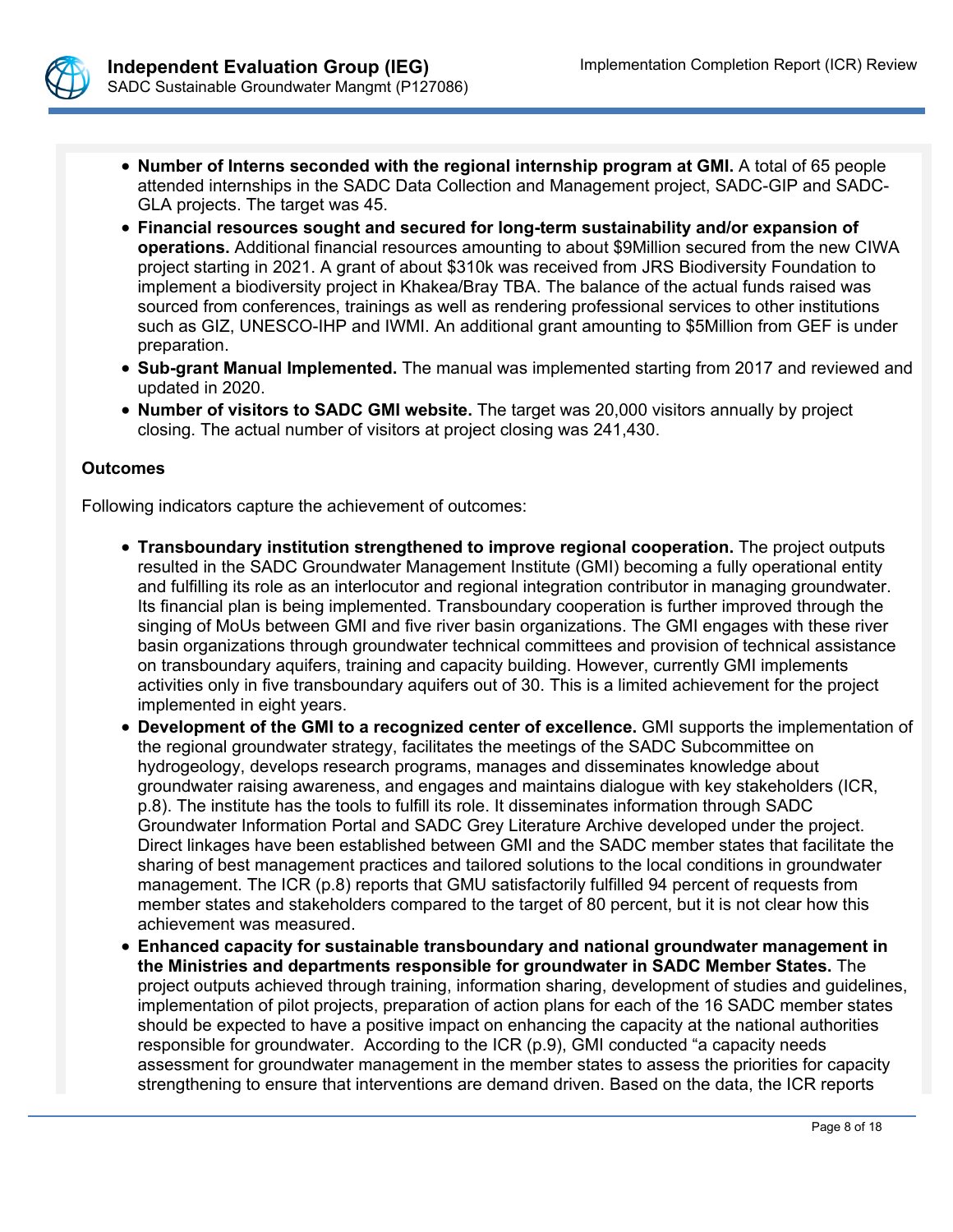- **Number of Interns seconded with the regional internship program at GMI.** A total of 65 people attended internships in the SADC Data Collection and Management project, SADC-GIP and SADC-GLA projects. The target was 45.
- **Financial resources sought and secured for long-term sustainability and/or expansion of operations.** Additional financial resources amounting to about $9Million secured from the new CIWA project starting in 2021. A grant of about $310k was received from JRS Biodiversity Foundation to implement a biodiversity project in Khakea/Bray TBA. The balance of the actual funds raised was sourced from conferences, trainings as well as rendering professional services to other institutions such as GIZ, UNESCO-IHP and IWMI. An additional grant amounting to $5Million from GEF is under preparation.
- **Sub-grant Manual Implemented.** The manual was implemented starting from 2017 and reviewed and updated in 2020.
- **Number of visitors to SADC GMI website.** The target was 20,000 visitors annually by project closing. The actual number of visitors at project closing was 241,430.

**Outcomes**

Following indicators capture the achievement of outcomes:

- **Transboundary institution strengthened to improve regional cooperation.** The project outputs resulted in the SADC Groundwater Management Institute (GMI) becoming a fully operational entity and fulfilling its role as an interlocutor and regional integration contributor in managing groundwater. Its financial plan is being implemented. Transboundary cooperation is further improved through the singing of MoUs between GMI and five river basin organizations. The GMI engages with these river basin organizations through groundwater technical committees and provision of technical assistance on transboundary aquifers, training and capacity building. However, currently GMI implements activities only in five transboundary aquifers out of 30. This is a limited achievement for the project implemented in eight years.
- **Development of the GMI to a recognized center of excellence.** GMI supports the implementation of the regional groundwater strategy, facilitates the meetings of the SADC Subcommittee on hydrogeology, develops research programs, manages and disseminates knowledge about groundwater raising awareness, and engages and maintains dialogue with key stakeholders (ICR, p.8). The institute has the tools to fulfill its role. It disseminates information through SADC Groundwater Information Portal and SADC Grey Literature Archive developed under the project. Direct linkages have been established between GMI and the SADC member states that facilitate the sharing of best management practices and tailored solutions to the local conditions in groundwater management. The ICR (p.8) reports that GMU satisfactorily fulfilled 94 percent of requests from member states and stakeholders compared to the target of 80 percent, but it is not clear how this achievement was measured.
- **Enhanced capacity for sustainable transboundary and national groundwater management in the Ministries and departments responsible for groundwater in SADC Member States.** The project outputs achieved through training, information sharing, development of studies and guidelines, implementation of pilot projects, preparation of action plans for each of the 16 SADC member states should be expected to have a positive impact on enhancing the capacity at the national authorities responsible for groundwater. According to the ICR (p.9), GMI conducted "a capacity needs assessment for groundwater management in the member states to assess the priorities for capacity strengthening to ensure that interventions are demand driven. Based on the data, the ICR reports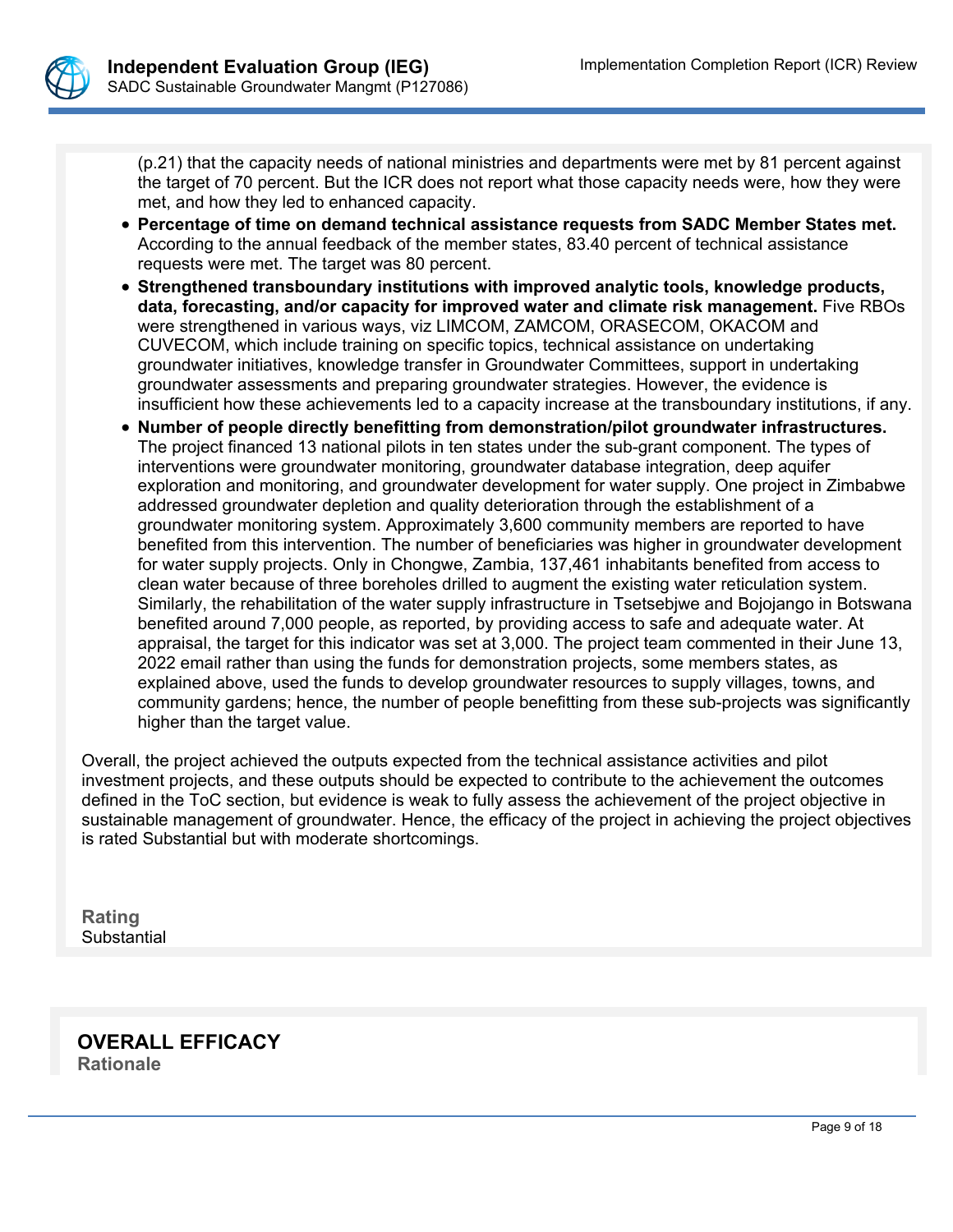(p.21) that the capacity needs of national ministries and departments were met by 81 percent against the target of 70 percent. But the ICR does not report what those capacity needs were, how they were met, and how they led to enhanced capacity.

- **Percentage of time on demand technical assistance requests from SADC Member States met.** According to the annual feedback of the member states, 83.40 percent of technical assistance requests were met. The target was 80 percent.
- **Strengthened transboundary institutions with improved analytic tools, knowledge products, data, forecasting, and/or capacity for improved water and climate risk management.** Five RBOs were strengthened in various ways, viz LIMCOM, ZAMCOM, ORASECOM, OKACOM and CUVECOM, which include training on specific topics, technical assistance on undertaking groundwater initiatives, knowledge transfer in Groundwater Committees, support in undertaking groundwater assessments and preparing groundwater strategies. However, the evidence is insufficient how these achievements led to a capacity increase at the transboundary institutions, if any.
- **Number of people directly benefitting from demonstration/pilot groundwater infrastructures.** The project financed 13 national pilots in ten states under the sub-grant component. The types of interventions were groundwater monitoring, groundwater database integration, deep aquifer exploration and monitoring, and groundwater development for water supply. One project in Zimbabwe addressed groundwater depletion and quality deterioration through the establishment of a groundwater monitoring system. Approximately 3,600 community members are reported to have benefited from this intervention. The number of beneficiaries was higher in groundwater development for water supply projects. Only in Chongwe, Zambia, 137,461 inhabitants benefited from access to clean water because of three boreholes drilled to augment the existing water reticulation system. Similarly, the rehabilitation of the water supply infrastructure in Tsetsebjwe and Bojojango in Botswana benefited around 7,000 people, as reported, by providing access to safe and adequate water. At appraisal, the target for this indicator was set at 3,000. The project team commented in their June 13, 2022 email rather than using the funds for demonstration projects, some members states, as explained above, used the funds to develop groundwater resources to supply villages, towns, and community gardens; hence, the number of people benefitting from these sub-projects was significantly higher than the target value.

Overall, the project achieved the outputs expected from the technical assistance activities and pilot investment projects, and these outputs should be expected to contribute to the achievement the outcomes defined in the ToC section, but evidence is weak to fully assess the achievement of the project objective in sustainable management of groundwater. Hence, the efficacy of the project in achieving the project objectives is rated Substantial but with moderate shortcomings.

**Rating**
Substantial

## OVERALL EFFICACY

**Rationale**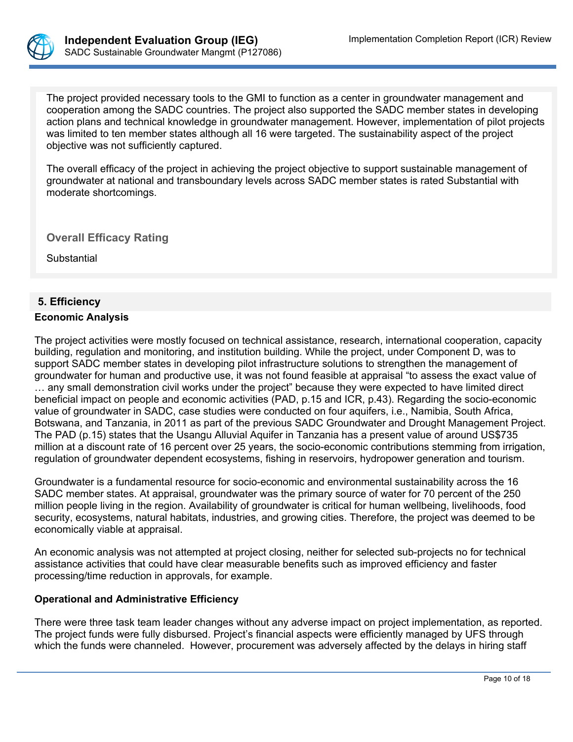The project provided necessary tools to the GMI to function as a center in groundwater management and cooperation among the SADC countries. The project also supported the SADC member states in developing action plans and technical knowledge in groundwater management. However, implementation of pilot projects was limited to ten member states although all 16 were targeted. The sustainability aspect of the project objective was not sufficiently captured.

The overall efficacy of the project in achieving the project objective to support sustainable management of groundwater at national and transboundary levels across SADC member states is rated Substantial with moderate shortcomings.

**Overall Efficacy Rating**

Substantial

## 5. Efficiency

**Economic Analysis**

The project activities were mostly focused on technical assistance, research, international cooperation, capacity building, regulation and monitoring, and institution building. While the project, under Component D, was to support SADC member states in developing pilot infrastructure solutions to strengthen the management of groundwater for human and productive use, it was not found feasible at appraisal "to assess the exact value of … any small demonstration civil works under the project" because they were expected to have limited direct beneficial impact on people and economic activities (PAD, p.15 and ICR, p.43). Regarding the socio-economic value of groundwater in SADC, case studies were conducted on four aquifers, i.e., Namibia, South Africa, Botswana, and Tanzania, in 2011 as part of the previous SADC Groundwater and Drought Management Project. The PAD (p.15) states that the Usangu Alluvial Aquifer in Tanzania has a present value of around US$735 million at a discount rate of 16 percent over 25 years, the socio-economic contributions stemming from irrigation, regulation of groundwater dependent ecosystems, fishing in reservoirs, hydropower generation and tourism.

Groundwater is a fundamental resource for socio-economic and environmental sustainability across the 16 SADC member states. At appraisal, groundwater was the primary source of water for 70 percent of the 250 million people living in the region. Availability of groundwater is critical for human wellbeing, livelihoods, food security, ecosystems, natural habitats, industries, and growing cities. Therefore, the project was deemed to be economically viable at appraisal.

An economic analysis was not attempted at project closing, neither for selected sub-projects no for technical assistance activities that could have clear measurable benefits such as improved efficiency and faster processing/time reduction in approvals, for example.

**Operational and Administrative Efficiency**

There were three task team leader changes without any adverse impact on project implementation, as reported. The project funds were fully disbursed. Project's financial aspects were efficiently managed by UFS through which the funds were channeled. However, procurement was adversely affected by the delays in hiring staff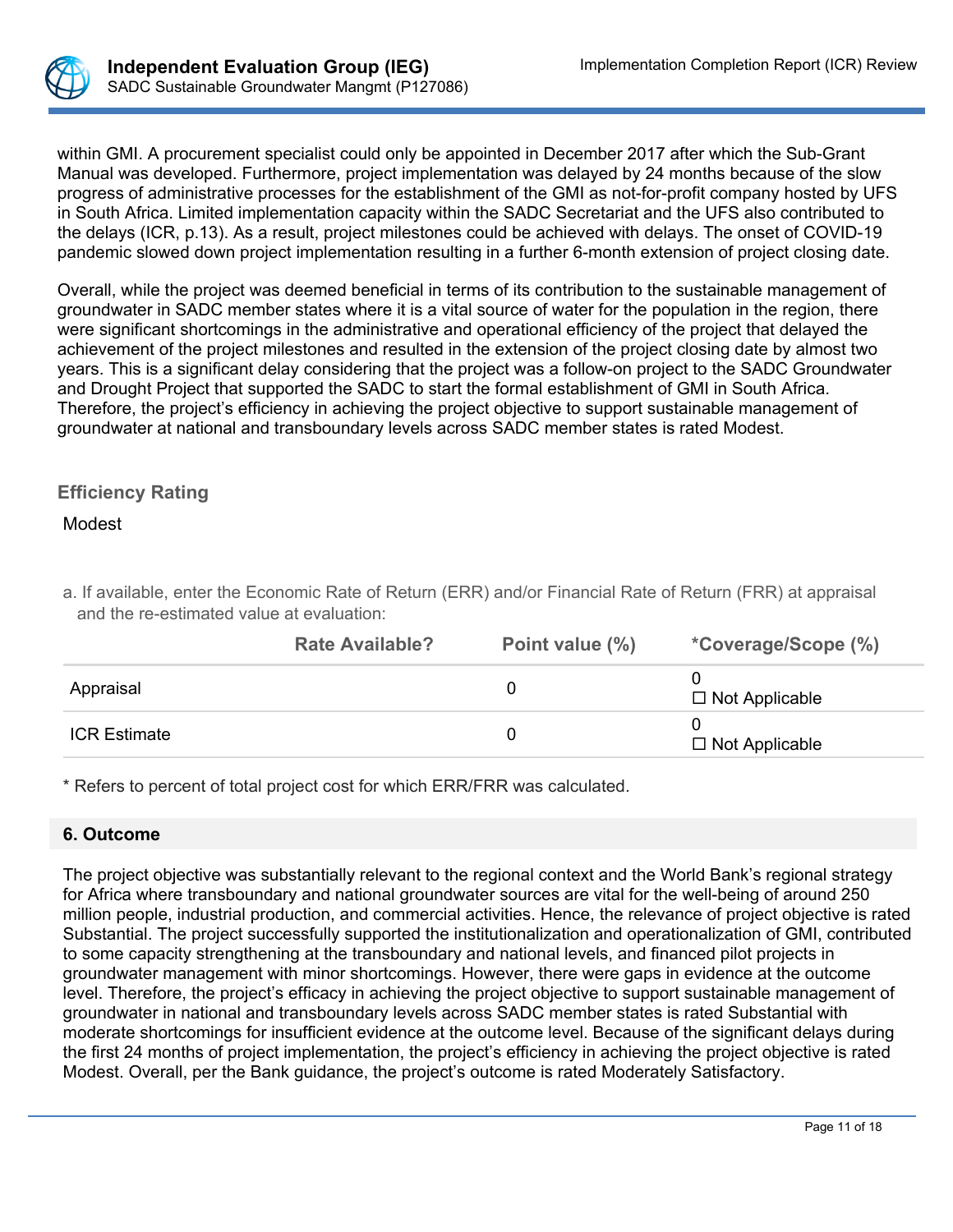within GMI. A procurement specialist could only be appointed in December 2017 after which the Sub-Grant Manual was developed. Furthermore, project implementation was delayed by 24 months because of the slow progress of administrative processes for the establishment of the GMI as not-for-profit company hosted by UFS in South Africa. Limited implementation capacity within the SADC Secretariat and the UFS also contributed to the delays (ICR, p.13). As a result, project milestones could be achieved with delays. The onset of COVID-19 pandemic slowed down project implementation resulting in a further 6-month extension of project closing date.

Overall, while the project was deemed beneficial in terms of its contribution to the sustainable management of groundwater in SADC member states where it is a vital source of water for the population in the region, there were significant shortcomings in the administrative and operational efficiency of the project that delayed the achievement of the project milestones and resulted in the extension of the project closing date by almost two years. This is a significant delay considering that the project was a follow-on project to the SADC Groundwater and Drought Project that supported the SADC to start the formal establishment of GMI in South Africa. Therefore, the project's efficiency in achieving the project objective to support sustainable management of groundwater at national and transboundary levels across SADC member states is rated Modest.

### Efficiency Rating

Modest

a. If available, enter the Economic Rate of Return (ERR) and/or Financial Rate of Return (FRR) at appraisal and the re-estimated value at evaluation:

| | Rate Available? | Point value (%) | *Coverage/Scope (%) |
|---|---|---|---|
| Appraisal | | 0 | 0<br>☐ Not Applicable |
| ICR Estimate | | 0 | 0<br>☐ Not Applicable |

\* Refers to percent of total project cost for which ERR/FRR was calculated.

## 6. Outcome

The project objective was substantially relevant to the regional context and the World Bank's regional strategy for Africa where transboundary and national groundwater sources are vital for the well-being of around 250 million people, industrial production, and commercial activities. Hence, the relevance of project objective is rated Substantial. The project successfully supported the institutionalization and operationalization of GMI, contributed to some capacity strengthening at the transboundary and national levels, and financed pilot projects in groundwater management with minor shortcomings. However, there were gaps in evidence at the outcome level. Therefore, the project's efficacy in achieving the project objective to support sustainable management of groundwater in national and transboundary levels across SADC member states is rated Substantial with moderate shortcomings for insufficient evidence at the outcome level. Because of the significant delays during the first 24 months of project implementation, the project's efficiency in achieving the project objective is rated Modest. Overall, per the Bank guidance, the project's outcome is rated Moderately Satisfactory.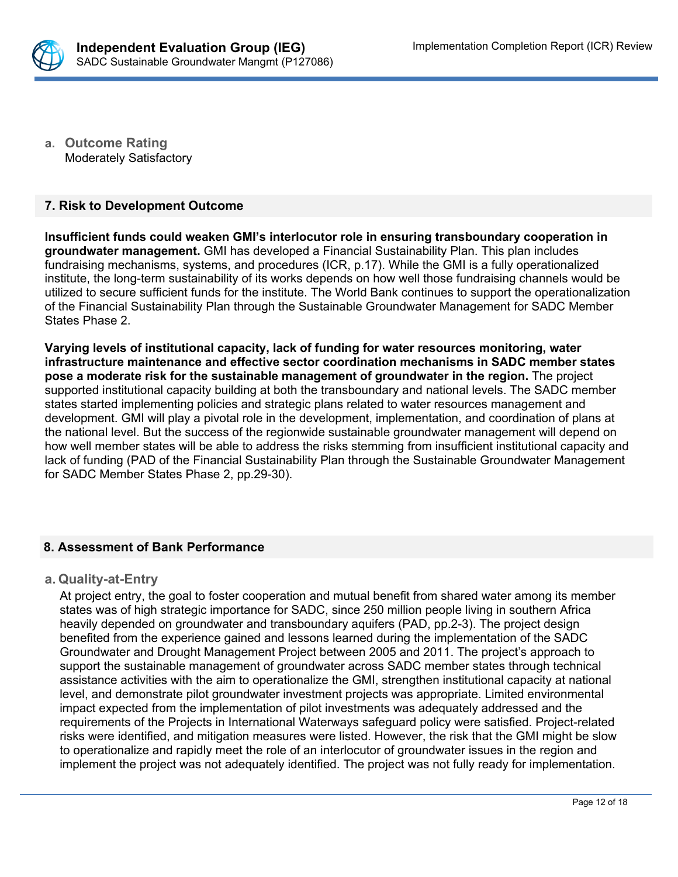**a. Outcome Rating**
Moderately Satisfactory

## 7. Risk to Development Outcome

**Insufficient funds could weaken GMI's interlocutor role in ensuring transboundary cooperation in groundwater management.** GMI has developed a Financial Sustainability Plan. This plan includes fundraising mechanisms, systems, and procedures (ICR, p.17). While the GMI is a fully operationalized institute, the long-term sustainability of its works depends on how well those fundraising channels would be utilized to secure sufficient funds for the institute. The World Bank continues to support the operationalization of the Financial Sustainability Plan through the Sustainable Groundwater Management for SADC Member States Phase 2.

**Varying levels of institutional capacity, lack of funding for water resources monitoring, water infrastructure maintenance and effective sector coordination mechanisms in SADC member states pose a moderate risk for the sustainable management of groundwater in the region.** The project supported institutional capacity building at both the transboundary and national levels. The SADC member states started implementing policies and strategic plans related to water resources management and development. GMI will play a pivotal role in the development, implementation, and coordination of plans at the national level. But the success of the regionwide sustainable groundwater management will depend on how well member states will be able to address the risks stemming from insufficient institutional capacity and lack of funding (PAD of the Financial Sustainability Plan through the Sustainable Groundwater Management for SADC Member States Phase 2, pp.29-30).

## 8. Assessment of Bank Performance

**a. Quality-at-Entry**

At project entry, the goal to foster cooperation and mutual benefit from shared water among its member states was of high strategic importance for SADC, since 250 million people living in southern Africa heavily depended on groundwater and transboundary aquifers (PAD, pp.2-3). The project design benefited from the experience gained and lessons learned during the implementation of the SADC Groundwater and Drought Management Project between 2005 and 2011. The project's approach to support the sustainable management of groundwater across SADC member states through technical assistance activities with the aim to operationalize the GMI, strengthen institutional capacity at national level, and demonstrate pilot groundwater investment projects was appropriate. Limited environmental impact expected from the implementation of pilot investments was adequately addressed and the requirements of the Projects in International Waterways safeguard policy were satisfied. Project-related risks were identified, and mitigation measures were listed. However, the risk that the GMI might be slow to operationalize and rapidly meet the role of an interlocutor of groundwater issues in the region and implement the project was not adequately identified. The project was not fully ready for implementation.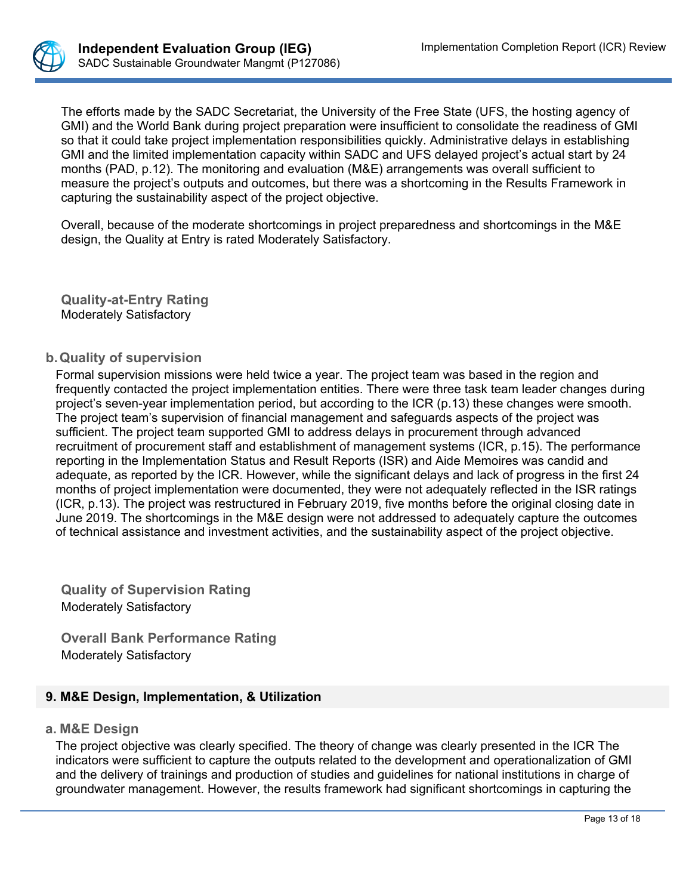The efforts made by the SADC Secretariat, the University of the Free State (UFS, the hosting agency of GMI) and the World Bank during project preparation were insufficient to consolidate the readiness of GMI so that it could take project implementation responsibilities quickly. Administrative delays in establishing GMI and the limited implementation capacity within SADC and UFS delayed project's actual start by 24 months (PAD, p.12). The monitoring and evaluation (M&E) arrangements was overall sufficient to measure the project's outputs and outcomes, but there was a shortcoming in the Results Framework in capturing the sustainability aspect of the project objective.

Overall, because of the moderate shortcomings in project preparedness and shortcomings in the M&E design, the Quality at Entry is rated Moderately Satisfactory.

**Quality-at-Entry Rating**
Moderately Satisfactory

### b. Quality of supervision

Formal supervision missions were held twice a year. The project team was based in the region and frequently contacted the project implementation entities. There were three task team leader changes during project's seven-year implementation period, but according to the ICR (p.13) these changes were smooth. The project team's supervision of financial management and safeguards aspects of the project was sufficient. The project team supported GMI to address delays in procurement through advanced recruitment of procurement staff and establishment of management systems (ICR, p.15). The performance reporting in the Implementation Status and Result Reports (ISR) and Aide Memoires was candid and adequate, as reported by the ICR. However, while the significant delays and lack of progress in the first 24 months of project implementation were documented, they were not adequately reflected in the ISR ratings (ICR, p.13). The project was restructured in February 2019, five months before the original closing date in June 2019. The shortcomings in the M&E design were not addressed to adequately capture the outcomes of technical assistance and investment activities, and the sustainability aspect of the project objective.

**Quality of Supervision Rating**
Moderately Satisfactory

**Overall Bank Performance Rating**
Moderately Satisfactory

## 9. M&E Design, Implementation, & Utilization

### a. M&E Design

The project objective was clearly specified. The theory of change was clearly presented in the ICR The indicators were sufficient to capture the outputs related to the development and operationalization of GMI and the delivery of trainings and production of studies and guidelines for national institutions in charge of groundwater management. However, the results framework had significant shortcomings in capturing the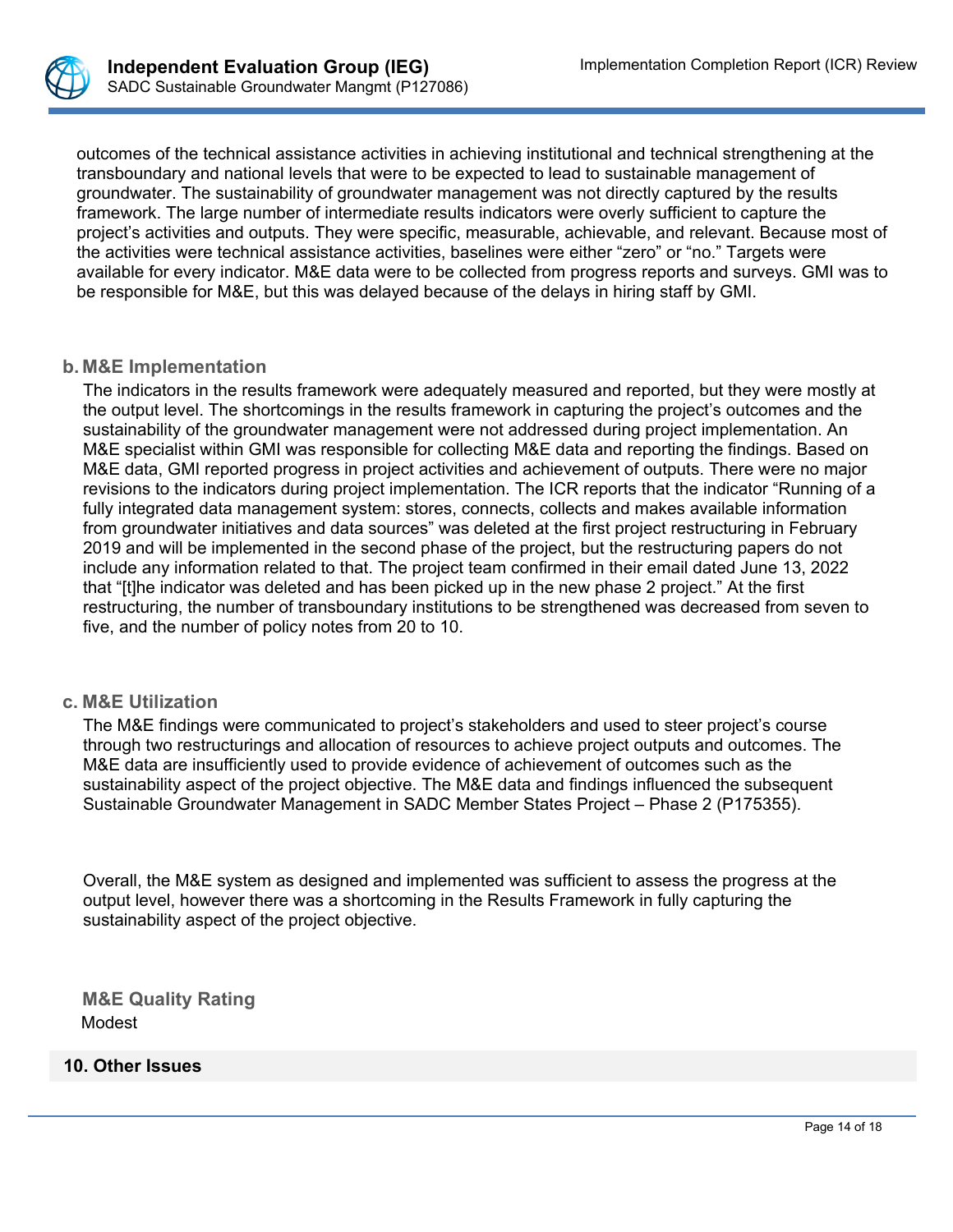outcomes of the technical assistance activities in achieving institutional and technical strengthening at the transboundary and national levels that were to be expected to lead to sustainable management of groundwater. The sustainability of groundwater management was not directly captured by the results framework. The large number of intermediate results indicators were overly sufficient to capture the project's activities and outputs. They were specific, measurable, achievable, and relevant. Because most of the activities were technical assistance activities, baselines were either "zero" or "no." Targets were available for every indicator. M&E data were to be collected from progress reports and surveys. GMI was to be responsible for M&E, but this was delayed because of the delays in hiring staff by GMI.

### b. M&E Implementation

The indicators in the results framework were adequately measured and reported, but they were mostly at the output level. The shortcomings in the results framework in capturing the project's outcomes and the sustainability of the groundwater management were not addressed during project implementation. An M&E specialist within GMI was responsible for collecting M&E data and reporting the findings. Based on M&E data, GMI reported progress in project activities and achievement of outputs. There were no major revisions to the indicators during project implementation. The ICR reports that the indicator "Running of a fully integrated data management system: stores, connects, collects and makes available information from groundwater initiatives and data sources" was deleted at the first project restructuring in February 2019 and will be implemented in the second phase of the project, but the restructuring papers do not include any information related to that. The project team confirmed in their email dated June 13, 2022 that "[t]he indicator was deleted and has been picked up in the new phase 2 project." At the first restructuring, the number of transboundary institutions to be strengthened was decreased from seven to five, and the number of policy notes from 20 to 10.

### c. M&E Utilization

The M&E findings were communicated to project's stakeholders and used to steer project's course through two restructurings and allocation of resources to achieve project outputs and outcomes. The M&E data are insufficiently used to provide evidence of achievement of outcomes such as the sustainability aspect of the project objective. The M&E data and findings influenced the subsequent Sustainable Groundwater Management in SADC Member States Project – Phase 2 (P175355).

Overall, the M&E system as designed and implemented was sufficient to assess the progress at the output level, however there was a shortcoming in the Results Framework in fully capturing the sustainability aspect of the project objective.

#### M&E Quality Rating

Modest

## 10. Other Issues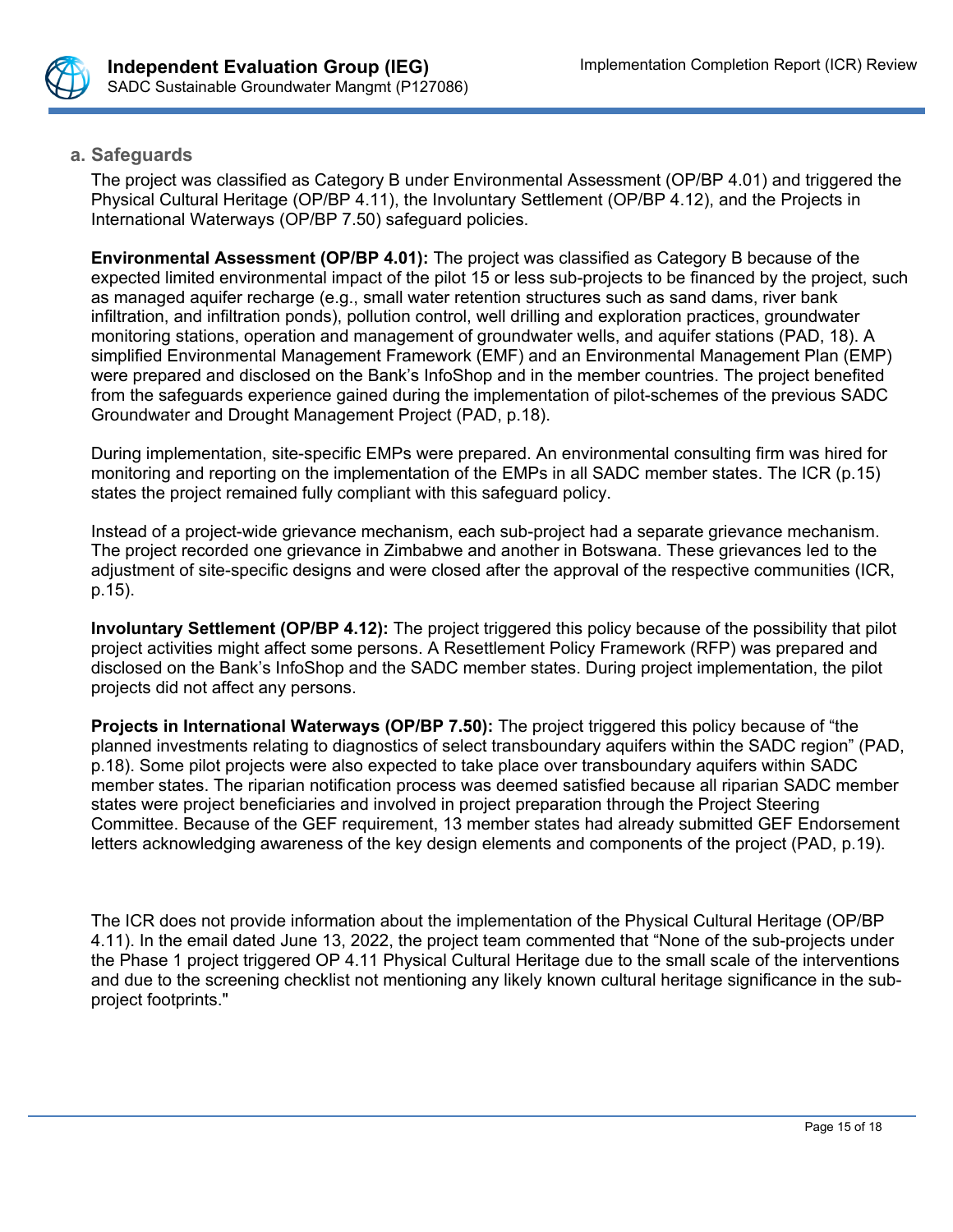### a. Safeguards

The project was classified as Category B under Environmental Assessment (OP/BP 4.01) and triggered the Physical Cultural Heritage (OP/BP 4.11), the Involuntary Settlement (OP/BP 4.12), and the Projects in International Waterways (OP/BP 7.50) safeguard policies.

**Environmental Assessment (OP/BP 4.01):** The project was classified as Category B because of the expected limited environmental impact of the pilot 15 or less sub-projects to be financed by the project, such as managed aquifer recharge (e.g., small water retention structures such as sand dams, river bank infiltration, and infiltration ponds), pollution control, well drilling and exploration practices, groundwater monitoring stations, operation and management of groundwater wells, and aquifer stations (PAD, 18). A simplified Environmental Management Framework (EMF) and an Environmental Management Plan (EMP) were prepared and disclosed on the Bank's InfoShop and in the member countries. The project benefited from the safeguards experience gained during the implementation of pilot-schemes of the previous SADC Groundwater and Drought Management Project (PAD, p.18).

During implementation, site-specific EMPs were prepared. An environmental consulting firm was hired for monitoring and reporting on the implementation of the EMPs in all SADC member states. The ICR (p.15) states the project remained fully compliant with this safeguard policy.

Instead of a project-wide grievance mechanism, each sub-project had a separate grievance mechanism. The project recorded one grievance in Zimbabwe and another in Botswana. These grievances led to the adjustment of site-specific designs and were closed after the approval of the respective communities (ICR, p.15).

**Involuntary Settlement (OP/BP 4.12):** The project triggered this policy because of the possibility that pilot project activities might affect some persons. A Resettlement Policy Framework (RFP) was prepared and disclosed on the Bank's InfoShop and the SADC member states. During project implementation, the pilot projects did not affect any persons.

**Projects in International Waterways (OP/BP 7.50):** The project triggered this policy because of "the planned investments relating to diagnostics of select transboundary aquifers within the SADC region" (PAD, p.18). Some pilot projects were also expected to take place over transboundary aquifers within SADC member states. The riparian notification process was deemed satisfied because all riparian SADC member states were project beneficiaries and involved in project preparation through the Project Steering Committee. Because of the GEF requirement, 13 member states had already submitted GEF Endorsement letters acknowledging awareness of the key design elements and components of the project (PAD, p.19).

The ICR does not provide information about the implementation of the Physical Cultural Heritage (OP/BP 4.11). In the email dated June 13, 2022, the project team commented that "None of the sub-projects under the Phase 1 project triggered OP 4.11 Physical Cultural Heritage due to the small scale of the interventions and due to the screening checklist not mentioning any likely known cultural heritage significance in the sub-project footprints."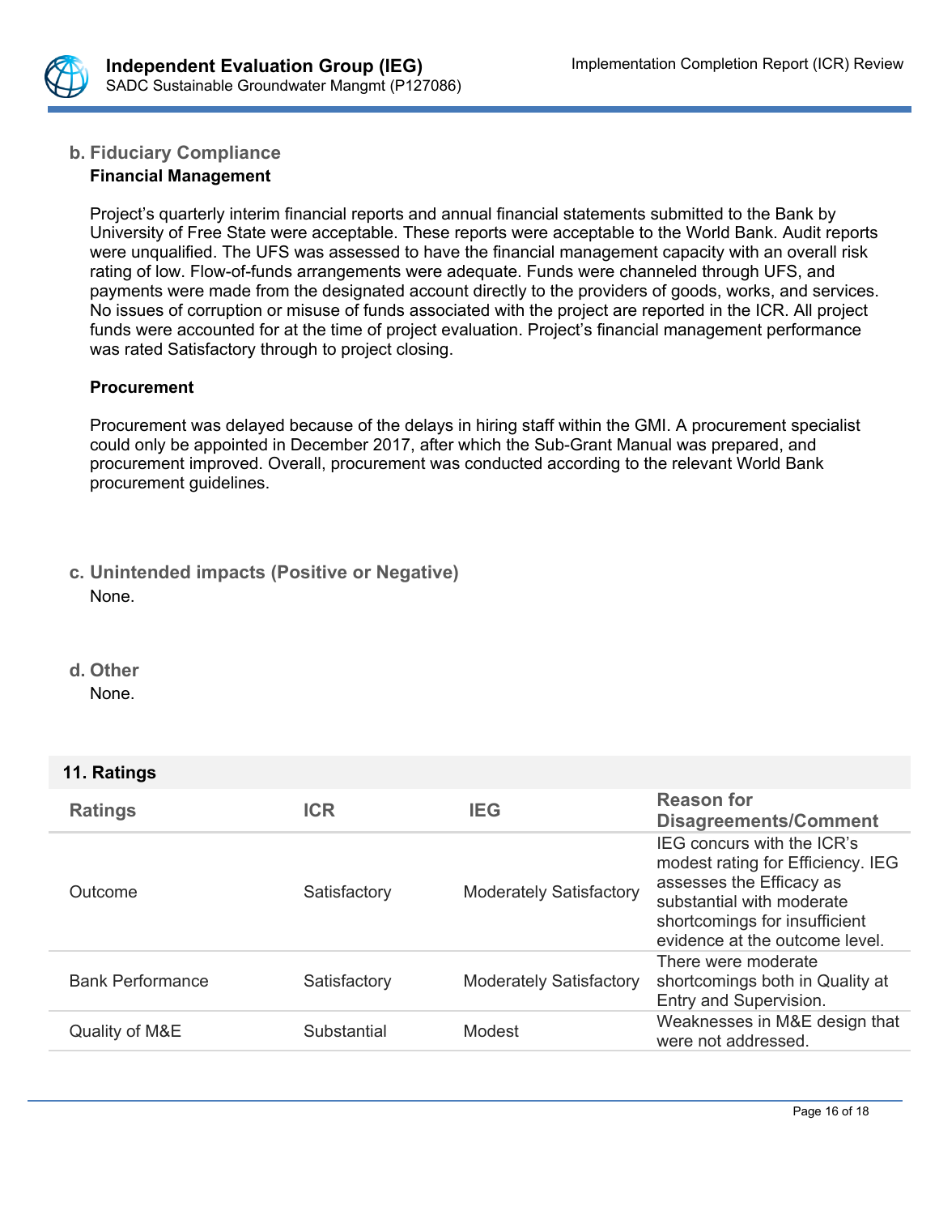### b. Fiduciary Compliance

**Financial Management**

Project's quarterly interim financial reports and annual financial statements submitted to the Bank by University of Free State were acceptable. These reports were acceptable to the World Bank. Audit reports were unqualified. The UFS was assessed to have the financial management capacity with an overall risk rating of low. Flow-of-funds arrangements were adequate. Funds were channeled through UFS, and payments were made from the designated account directly to the providers of goods, works, and services. No issues of corruption or misuse of funds associated with the project are reported in the ICR. All project funds were accounted for at the time of project evaluation. Project's financial management performance was rated Satisfactory through to project closing.

**Procurement**

Procurement was delayed because of the delays in hiring staff within the GMI. A procurement specialist could only be appointed in December 2017, after which the Sub-Grant Manual was prepared, and procurement improved. Overall, procurement was conducted according to the relevant World Bank procurement guidelines.

### c. Unintended impacts (Positive or Negative)

None.

### d. Other

None.

## 11. Ratings

| Ratings | ICR | IEG | Reason for Disagreements/Comment |
|---|---|---|---|
| Outcome | Satisfactory | Moderately Satisfactory | IEG concurs with the ICR's modest rating for Efficiency. IEG assesses the Efficacy as substantial with moderate shortcomings for insufficient evidence at the outcome level. |
| Bank Performance | Satisfactory | Moderately Satisfactory | There were moderate shortcomings both in Quality at Entry and Supervision. |
| Quality of M&E | Substantial | Modest | Weaknesses in M&E design that were not addressed. |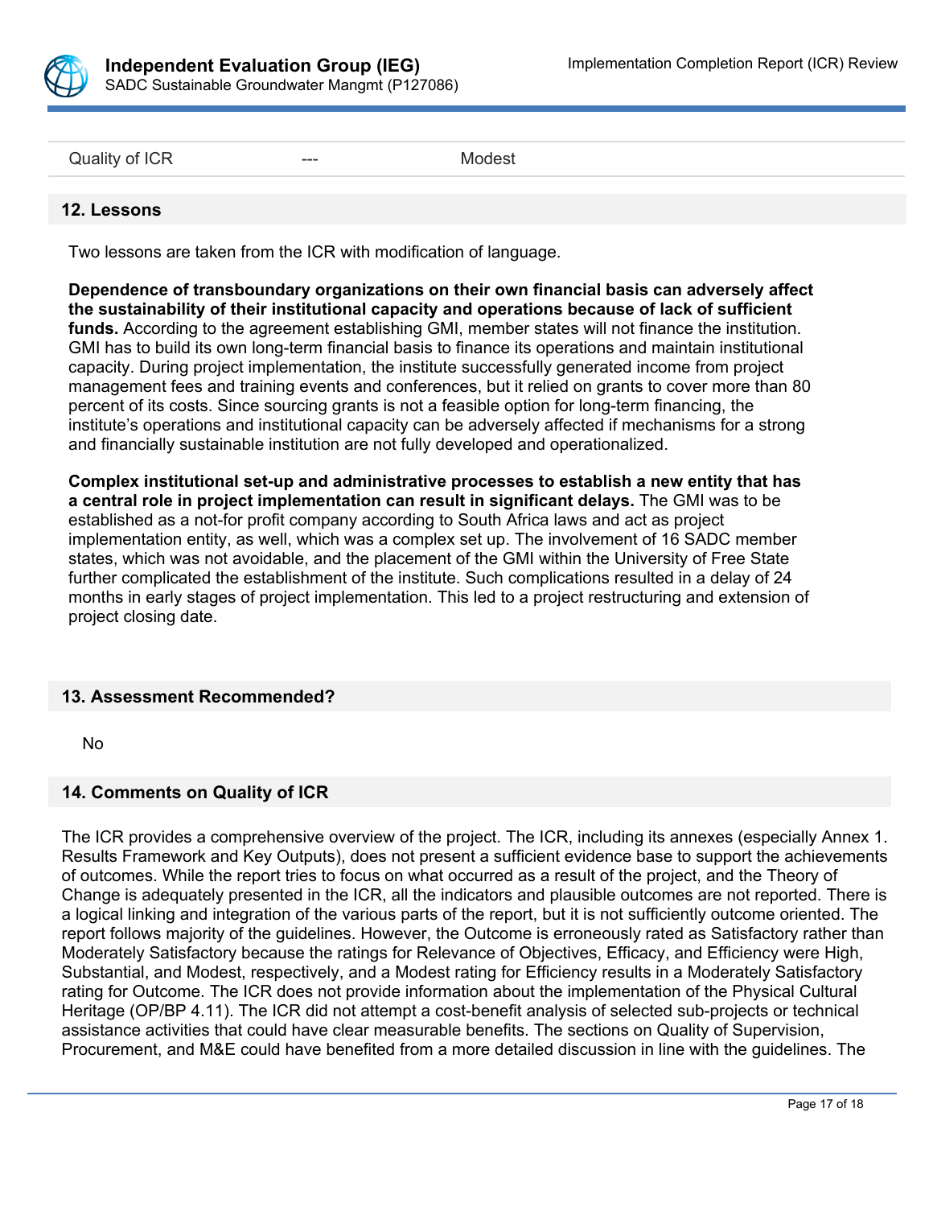| Quality of ICR | --- | Modest |
|---|---|---|

## 12. Lessons

Two lessons are taken from the ICR with modification of language.

**Dependence of transboundary organizations on their own financial basis can adversely affect the sustainability of their institutional capacity and operations because of lack of sufficient funds.** According to the agreement establishing GMI, member states will not finance the institution. GMI has to build its own long-term financial basis to finance its operations and maintain institutional capacity. During project implementation, the institute successfully generated income from project management fees and training events and conferences, but it relied on grants to cover more than 80 percent of its costs. Since sourcing grants is not a feasible option for long-term financing, the institute's operations and institutional capacity can be adversely affected if mechanisms for a strong and financially sustainable institution are not fully developed and operationalized.

**Complex institutional set-up and administrative processes to establish a new entity that has a central role in project implementation can result in significant delays.** The GMI was to be established as a not-for profit company according to South Africa laws and act as project implementation entity, as well, which was a complex set up. The involvement of 16 SADC member states, which was not avoidable, and the placement of the GMI within the University of Free State further complicated the establishment of the institute. Such complications resulted in a delay of 24 months in early stages of project implementation. This led to a project restructuring and extension of project closing date.

## 13. Assessment Recommended?

No

## 14. Comments on Quality of ICR

The ICR provides a comprehensive overview of the project. The ICR, including its annexes (especially Annex 1. Results Framework and Key Outputs), does not present a sufficient evidence base to support the achievements of outcomes. While the report tries to focus on what occurred as a result of the project, and the Theory of Change is adequately presented in the ICR, all the indicators and plausible outcomes are not reported. There is a logical linking and integration of the various parts of the report, but it is not sufficiently outcome oriented. The report follows majority of the guidelines. However, the Outcome is erroneously rated as Satisfactory rather than Moderately Satisfactory because the ratings for Relevance of Objectives, Efficacy, and Efficiency were High, Substantial, and Modest, respectively, and a Modest rating for Efficiency results in a Moderately Satisfactory rating for Outcome. The ICR does not provide information about the implementation of the Physical Cultural Heritage (OP/BP 4.11). The ICR did not attempt a cost-benefit analysis of selected sub-projects or technical assistance activities that could have clear measurable benefits. The sections on Quality of Supervision, Procurement, and M&E could have benefited from a more detailed discussion in line with the guidelines. The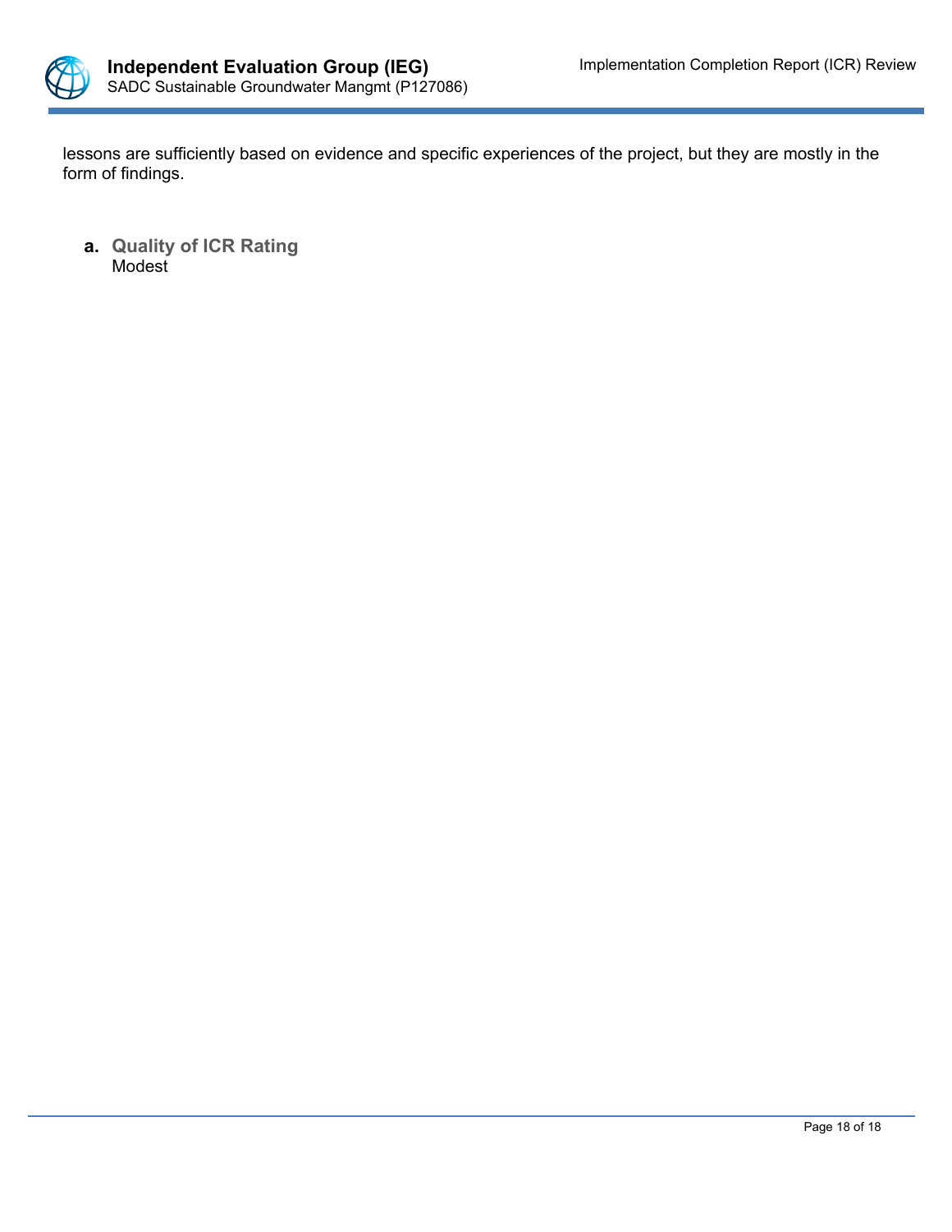lessons are sufficiently based on evidence and specific experiences of the project, but they are mostly in the form of findings.

**a. Quality of ICR Rating**

Modest